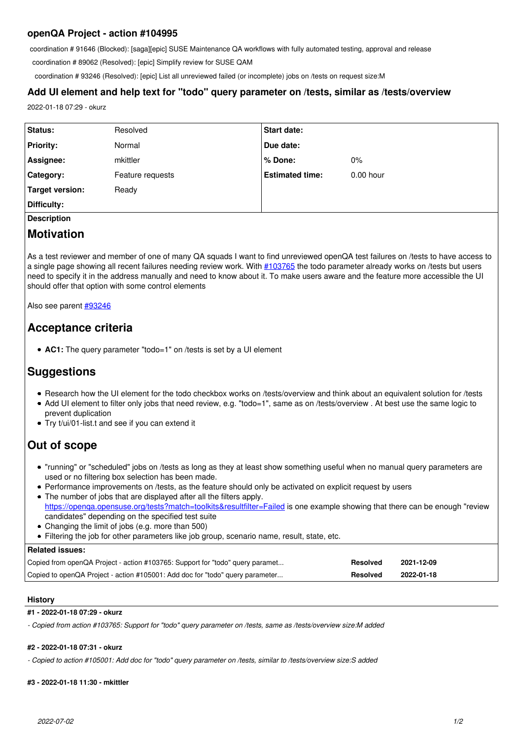## openQA Project - action #104995

coordination # 91646 (Blocked): [saga][epic] SUSE Maintenance QA workflows with fully automated testing, approval and release

coordination # 89062 (Resolved): [epic] Simplify review for SUSE QAM

coordination # 93246 (Resolved): [epic] List all unreviewed failed (or incomplete) jobs on /tests on request size:M

### Add UI element and help text for "todo" query parameter on /tests, similar as /tests/overview

2022-01-18 07:29 - okurz

| | | | |
|---|---|---|---|
| **Status:** | Resolved | **Start date:** | |
| **Priority:** | Normal | **Due date:** | |
| **Assignee:** | mkittler | **% Done:** | 0% |
| **Category:** | Feature requests | **Estimated time:** | 0.00 hour |
| **Target version:** | Ready | | |
| **Difficulty:** | | | |

**Description**

# Motivation

As a test reviewer and member of one of many QA squads I want to find unreviewed openQA test failures on /tests to have access to a single page showing all recent failures needing review work. With #103765 the todo parameter already works on /tests but users need to specify it in the address manually and need to know about it. To make users aware and the feature more accessible the UI should offer that option with some control elements

Also see parent #93246

## Acceptance criteria

- **AC1:** The query parameter "todo=1" on /tests is set by a UI element

## Suggestions

- Research how the UI element for the todo checkbox works on /tests/overview and think about an equivalent solution for /tests
- Add UI element to filter only jobs that need review, e.g. "todo=1", same as on /tests/overview . At best use the same logic to prevent duplication
- Try t/ui/01-list.t and see if you can extend it

## Out of scope

- "running" or "scheduled" jobs on /tests as long as they at least show something useful when no manual query parameters are used or no filtering box selection has been made.
- Performance improvements on /tests, as the feature should only be activated on explicit request by users
- The number of jobs that are displayed after all the filters apply. https://openqa.opensuse.org/tests?match=toolkits&resultfilter=Failed is one example showing that there can be enough "review candidates" depending on the specified test suite
- Changing the limit of jobs (e.g. more than 500)
- Filtering the job for other parameters like job group, scenario name, result, state, etc.

**Related issues:**

| | | |
|---|---|---|
| Copied from openQA Project - action #103765: Support for "todo" query paramet... | **Resolved** | **2021-12-09** |
| Copied to openQA Project - action #105001: Add doc for "todo" query parameter... | **Resolved** | **2022-01-18** |

**History**

**#1 - 2022-01-18 07:29 - okurz**

*- Copied from action #103765: Support for "todo" query parameter on /tests, same as /tests/overview size:M added*

**#2 - 2022-01-18 07:31 - okurz**

*- Copied to action #105001: Add doc for "todo" query parameter on /tests, similar to /tests/overview size:S added*

**#3 - 2022-01-18 11:30 - mkittler**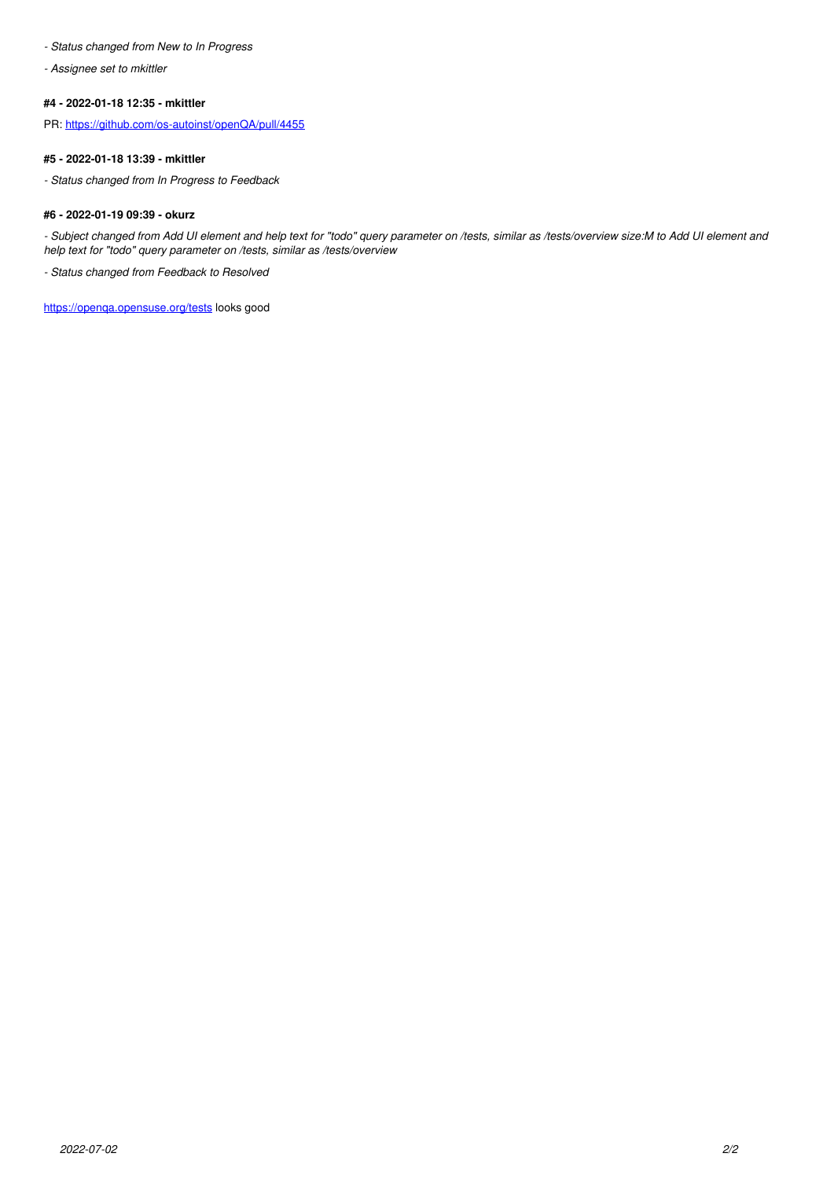*- Status changed from New to In Progress*

*- Assignee set to mkittler*

#### #4 - 2022-01-18 12:35 - mkittler

PR: https://github.com/os-autoinst/openQA/pull/4455

#### #5 - 2022-01-18 13:39 - mkittler

*- Status changed from In Progress to Feedback*

#### #6 - 2022-01-19 09:39 - okurz

*- Subject changed from Add UI element and help text for "todo" query parameter on /tests, similar as /tests/overview size:M to Add UI element and help text for "todo" query parameter on /tests, similar as /tests/overview*

*- Status changed from Feedback to Resolved*

https://openqa.opensuse.org/tests looks good